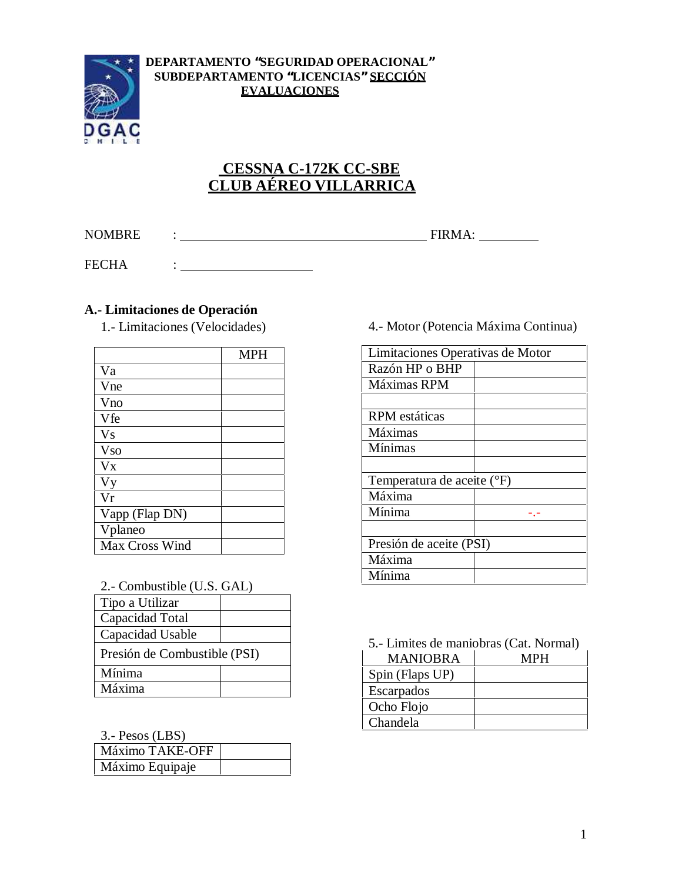**DEPARTAMENTO "SEGURIDAD OPERACIONAL"**
**SUBDEPARTAMENTO "LICENCIAS" SECCIÓN EVALUACIONES**

# CESSNA C-172K CC-SBE
# CLUB AÉREO VILLARRICA

NOMBRE : ______________________________ FIRMA: __________

FECHA : ____________________

## A.- Limitaciones de Operación

1.- Limitaciones (Velocidades)

| | MPH |
|---|---|
| Va | |
| Vne | |
| Vno | |
| Vfe | |
| Vs | |
| Vso | |
| Vx | |
| Vy | |
| Vr | |
| Vapp (Flap DN) | |
| Vplaneo | |
| Max Cross Wind | |

2.- Combustible (U.S. GAL)

| Tipo a Utilizar | |
|---|---|
| Capacidad Total | |
| Capacidad Usable | |
| Presión de Combustible (PSI) | |
| Mínima | |
| Máxima | |

3.- Pesos (LBS)

| Máximo TAKE-OFF | |
|---|---|
| Máximo Equipaje | |

4.- Motor (Potencia Máxima Continua)

| Limitaciones Operativas de Motor | |
|---|---|
| Razón HP o BHP | |
| Máximas RPM | |
| | |
| RPM estáticas | |
| Máximas | |
| Mínimas | |
| | |
| Temperatura de aceite (°F) | |
| Máxima | |
| Mínima | -.- |
| | |
| Presión de aceite (PSI) | |
| Máxima | |
| Mínima | |

5.- Limites de maniobras (Cat. Normal)

| MANIOBRA | MPH |
|---|---|
| Spin (Flaps UP) | |
| Escarpados | |
| Ocho Flojo | |
| Chandela | |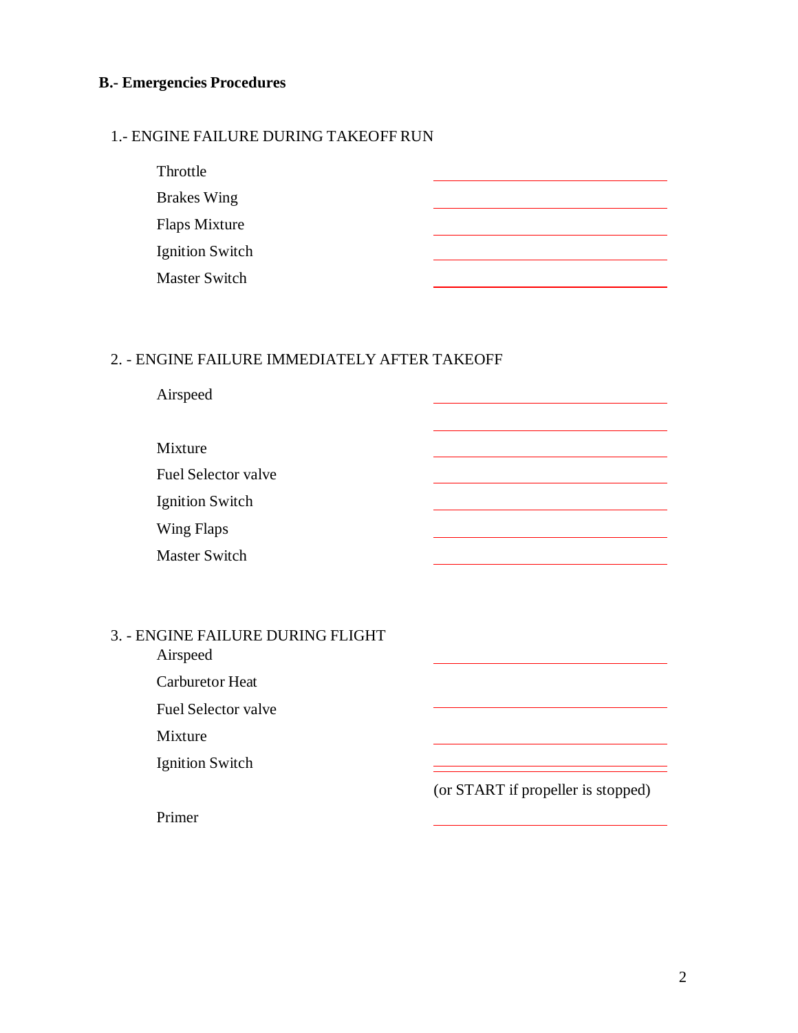## B.- Emergencies Procedures

### 1.- ENGINE FAILURE DURING TAKEOFF RUN

Throttle \_\_\_\_\_\_\_\_\_\_\_\_\_\_\_\_\_\_\_\_

Brakes Wing \_\_\_\_\_\_\_\_\_\_\_\_\_\_\_\_\_\_\_\_

Flaps Mixture \_\_\_\_\_\_\_\_\_\_\_\_\_\_\_\_\_\_\_\_

Ignition Switch \_\_\_\_\_\_\_\_\_\_\_\_\_\_\_\_\_\_\_\_

Master Switch \_\_\_\_\_\_\_\_\_\_\_\_\_\_\_\_\_\_\_\_

### 2. - ENGINE FAILURE IMMEDIATELY AFTER TAKEOFF

Airspeed \_\_\_\_\_\_\_\_\_\_\_\_\_\_\_\_\_\_\_\_

\_\_\_\_\_\_\_\_\_\_\_\_\_\_\_\_\_\_\_\_

Mixture \_\_\_\_\_\_\_\_\_\_\_\_\_\_\_\_\_\_\_\_

Fuel Selector valve \_\_\_\_\_\_\_\_\_\_\_\_\_\_\_\_\_\_\_\_

Ignition Switch \_\_\_\_\_\_\_\_\_\_\_\_\_\_\_\_\_\_\_\_

Wing Flaps \_\_\_\_\_\_\_\_\_\_\_\_\_\_\_\_\_\_\_\_

Master Switch \_\_\_\_\_\_\_\_\_\_\_\_\_\_\_\_\_\_\_\_

### 3. - ENGINE FAILURE DURING FLIGHT

Airspeed \_\_\_\_\_\_\_\_\_\_\_\_\_\_\_\_\_\_\_\_

Carburetor Heat

Fuel Selector valve \_\_\_\_\_\_\_\_\_\_\_\_\_\_\_\_\_\_\_\_

Mixture \_\_\_\_\_\_\_\_\_\_\_\_\_\_\_\_\_\_\_\_

Ignition Switch \_\_\_\_\_\_\_\_\_\_\_\_\_\_\_\_\_\_\_\_

(or START if propeller is stopped)

Primer \_\_\_\_\_\_\_\_\_\_\_\_\_\_\_\_\_\_\_\_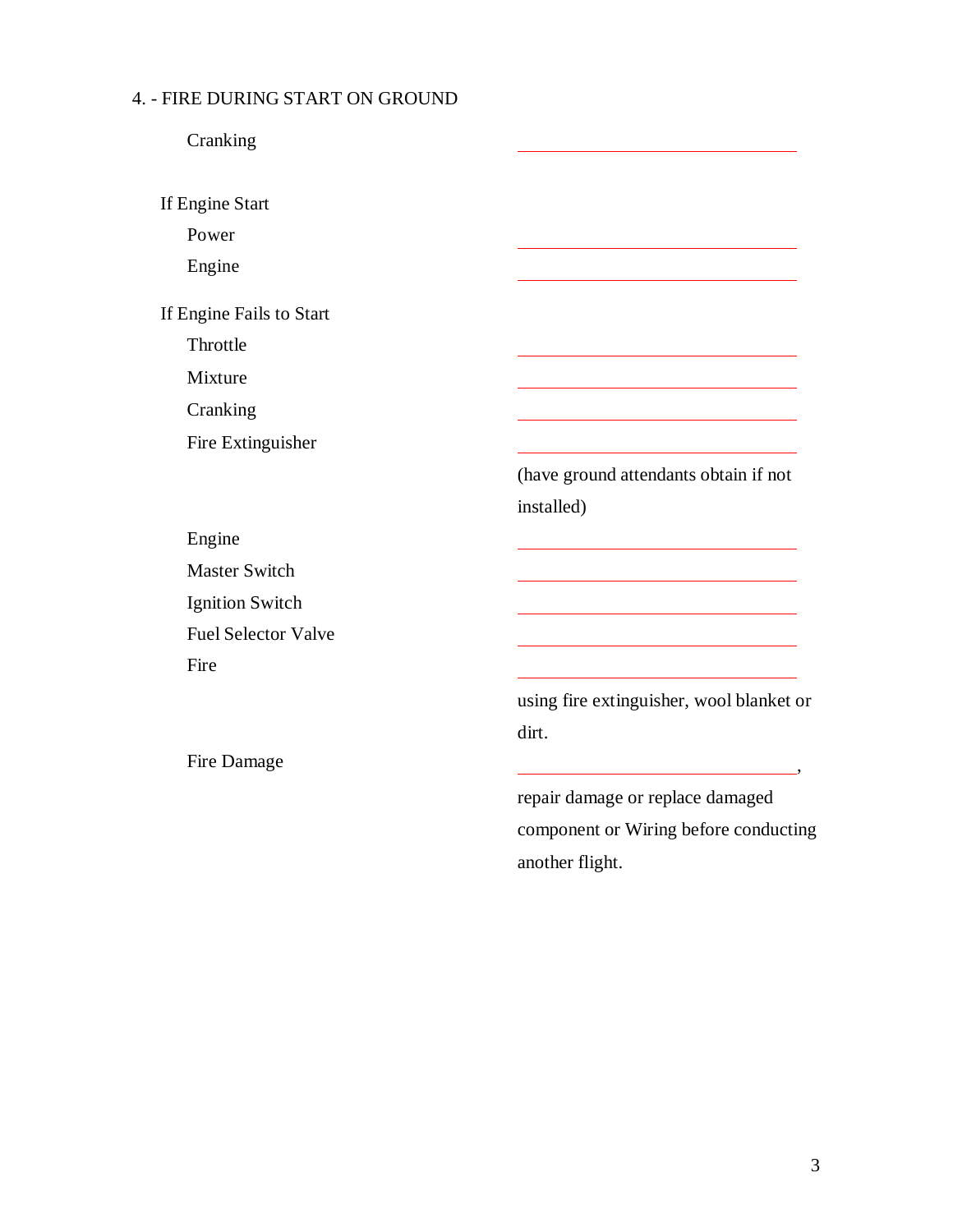4. - FIRE DURING START ON GROUND

Cranking ______________________________

If Engine Start

Power ______________________________

Engine ______________________________

If Engine Fails to Start

Throttle ______________________________

Mixture ______________________________

Cranking ______________________________

Fire Extinguisher ______________________________ (have ground attendants obtain if not installed)

Engine ______________________________

Master Switch ______________________________

Ignition Switch ______________________________

Fuel Selector Valve ______________________________

Fire ______________________________ using fire extinguisher, wool blanket or dirt.

Fire Damage ______________________________, repair damage or replace damaged component or Wiring before conducting another flight.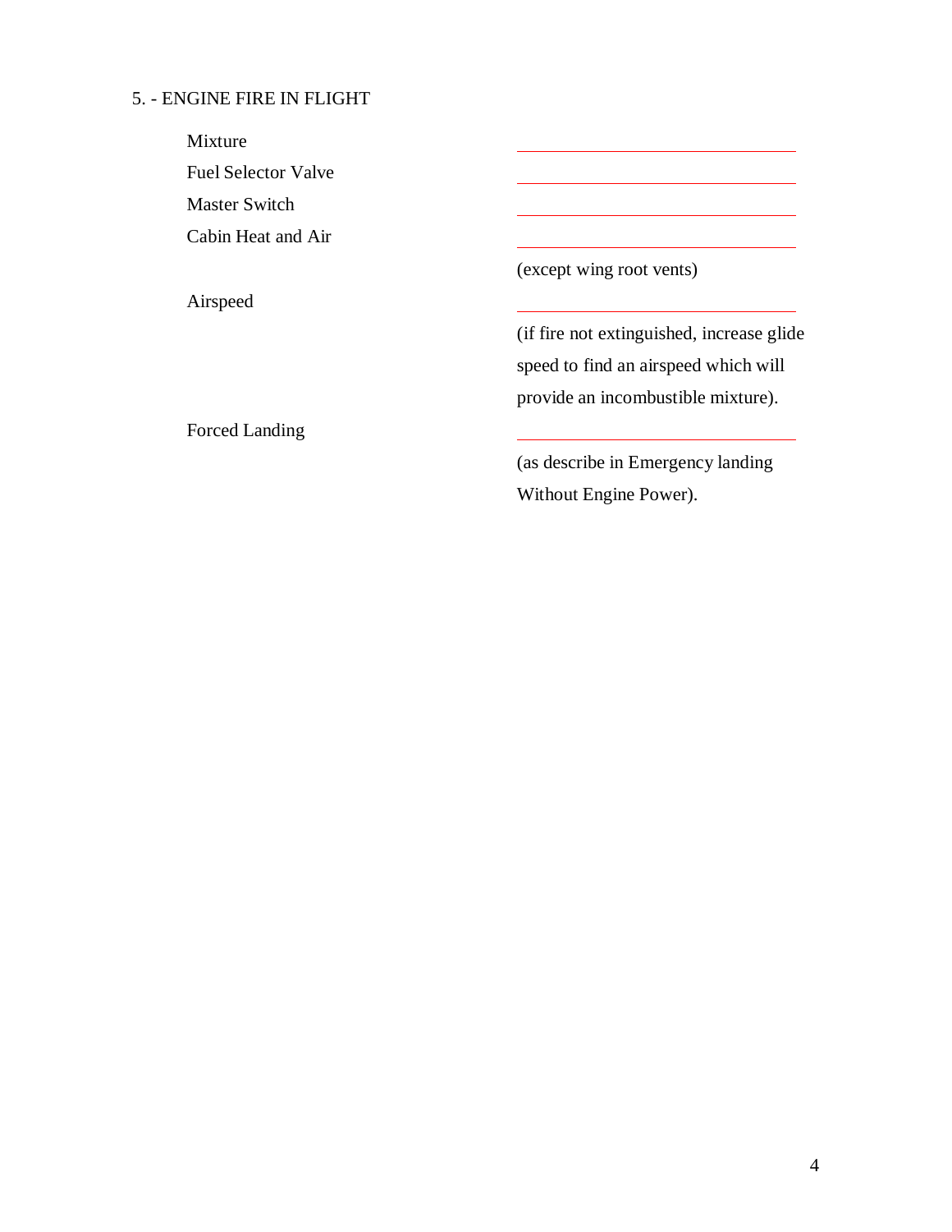5. - ENGINE FIRE IN FLIGHT

Mixture ______________________________

Fuel Selector Valve ______________________________

Master Switch ______________________________

Cabin Heat and Air ______________________________

(except wing root vents)

Airspeed ______________________________

(if fire not extinguished, increase glide speed to find an airspeed which will provide an incombustible mixture).

Forced Landing ______________________________

(as describe in Emergency landing Without Engine Power).